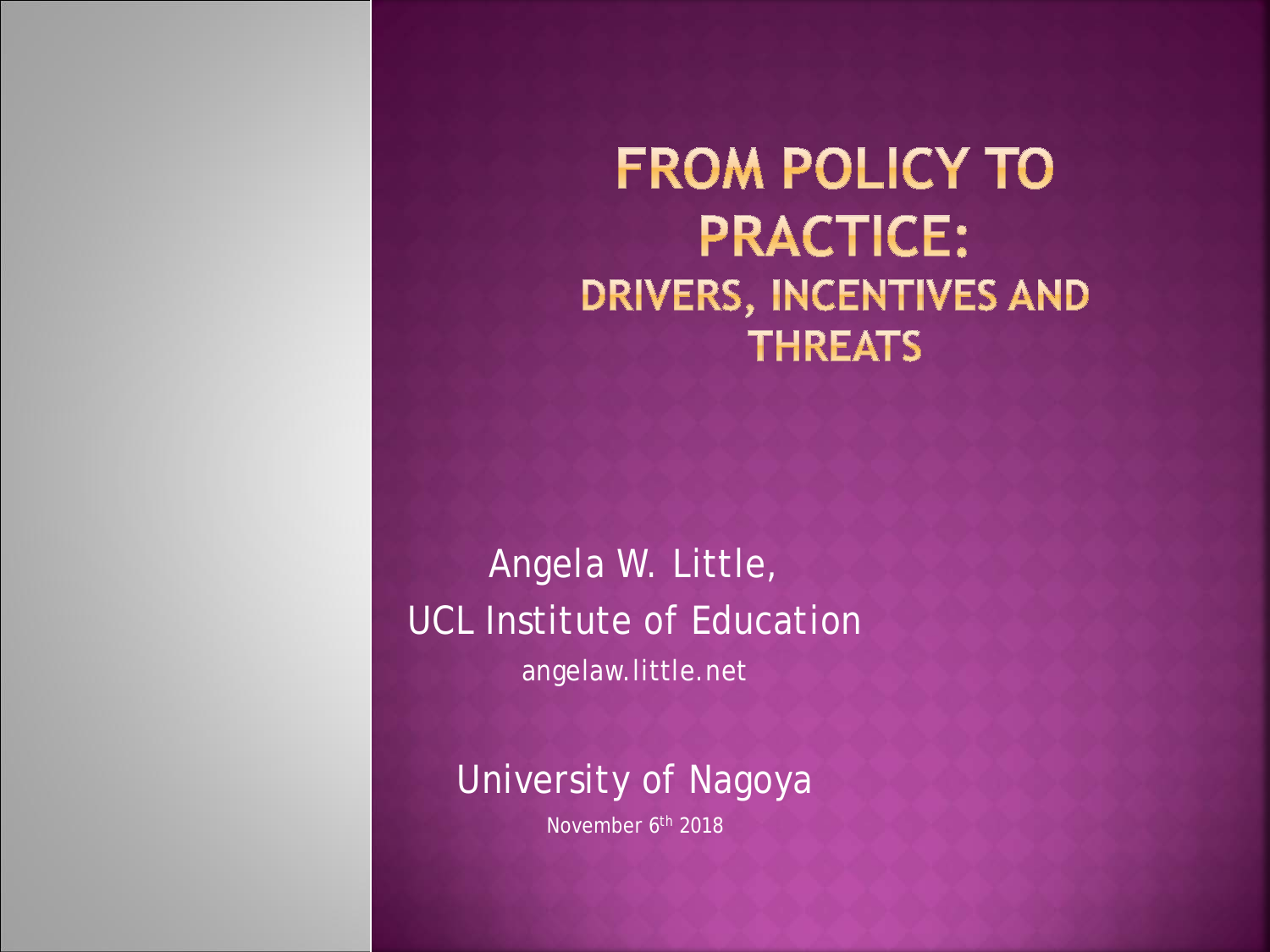# FROM POLICY TO PRACTICE:
## DRIVERS, INCENTIVES AND THREATS

Angela W. Little,
UCL Institute of Education
angelaw.little.net

University of Nagoya
November 6th 2018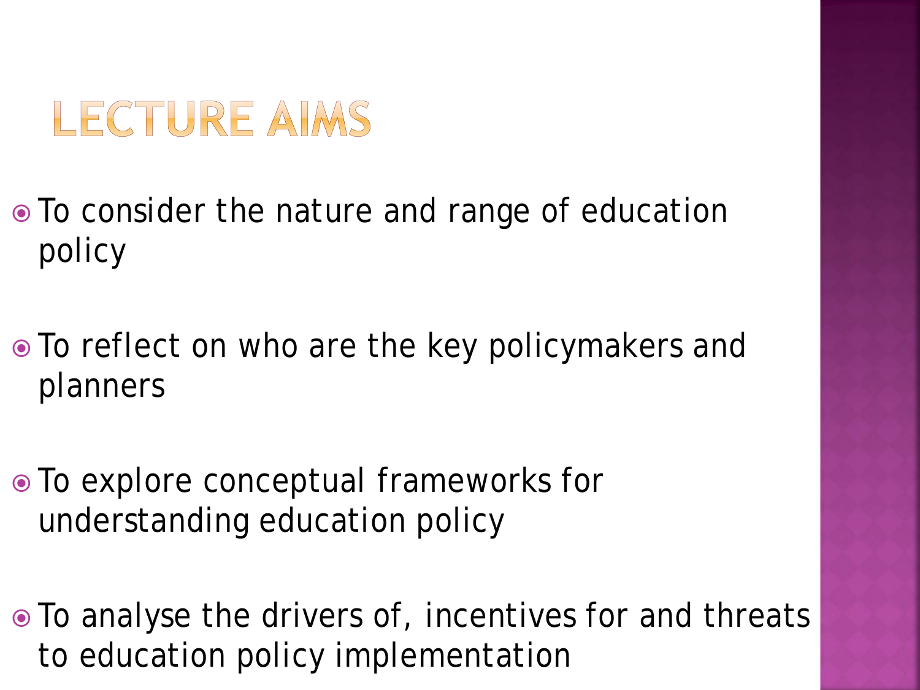# LECTURE AIMS

- To consider the nature and range of education policy
- To reflect on who are the key policymakers and planners
- To explore conceptual frameworks for understanding education policy
- To analyse the drivers of, incentives for and threats to education policy implementation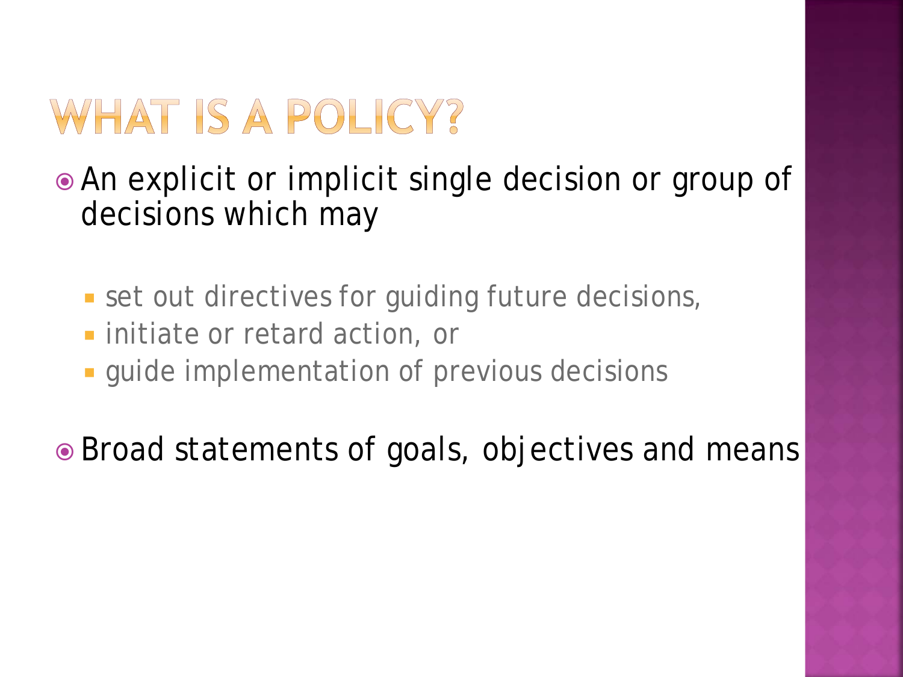# WHAT IS A POLICY?

- An explicit or implicit single decision or group of decisions which may
  - set out directives for guiding future decisions,
  - initiate or retard action, or
  - guide implementation of previous decisions
- Broad statements of goals, objectives and means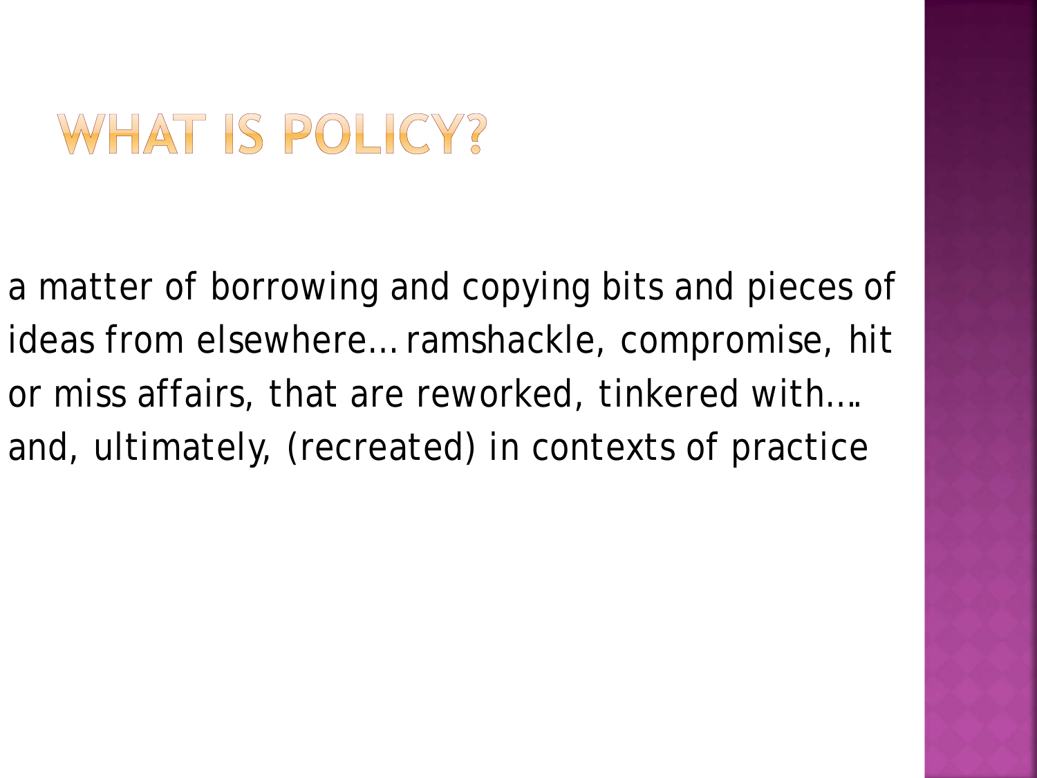# WHAT IS POLICY?

a matter of borrowing and copying bits and pieces of ideas from elsewhere… ramshackle, compromise, hit or miss affairs, that are reworked, tinkered with…. and, ultimately, (recreated) in contexts of practice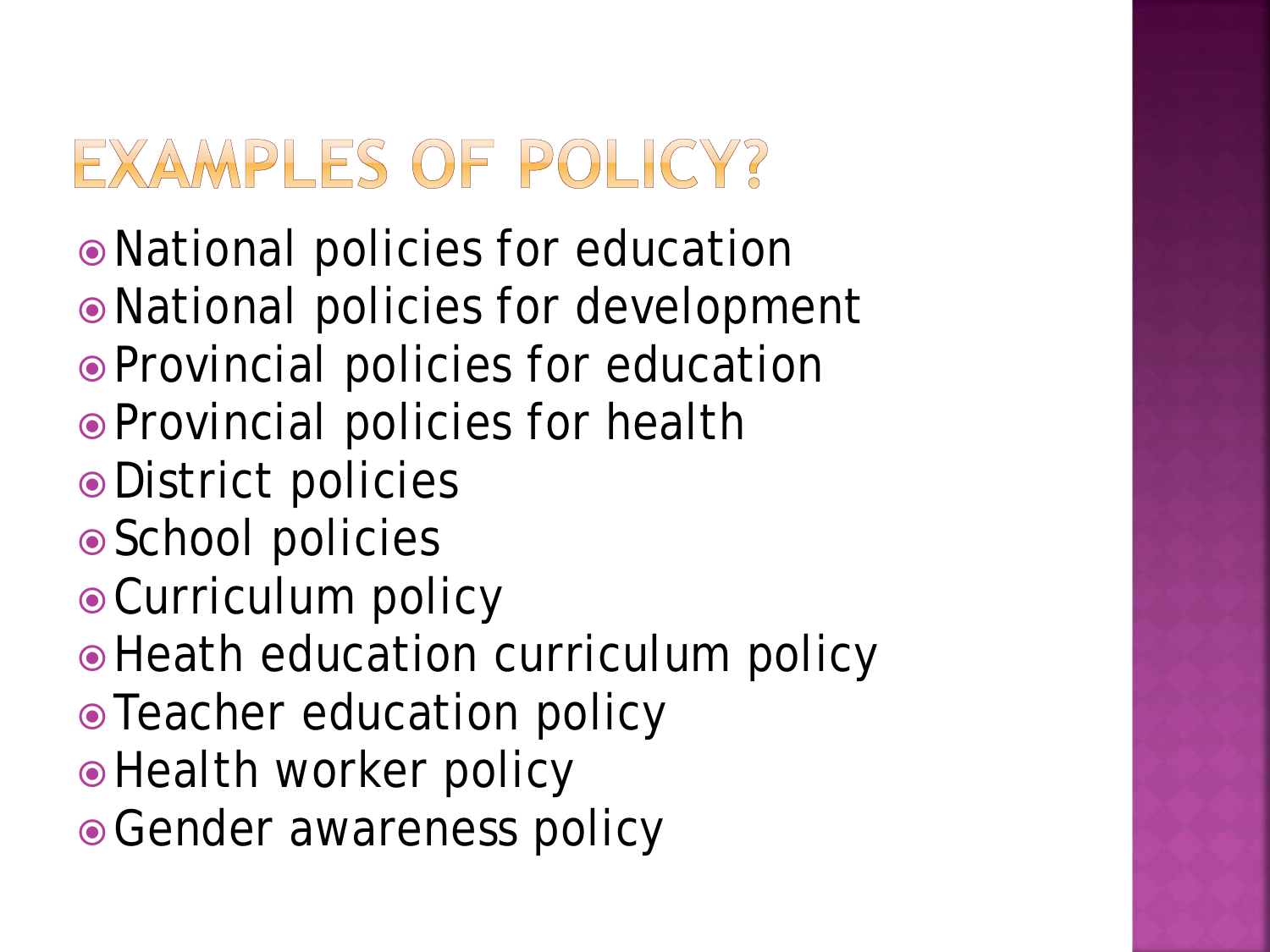# EXAMPLES OF POLICY?

- National policies for education
- National policies for development
- Provincial policies for education
- Provincial policies for health
- District policies
- School policies
- Curriculum policy
- Heath education curriculum policy
- Teacher education policy
- Health worker policy
- Gender awareness policy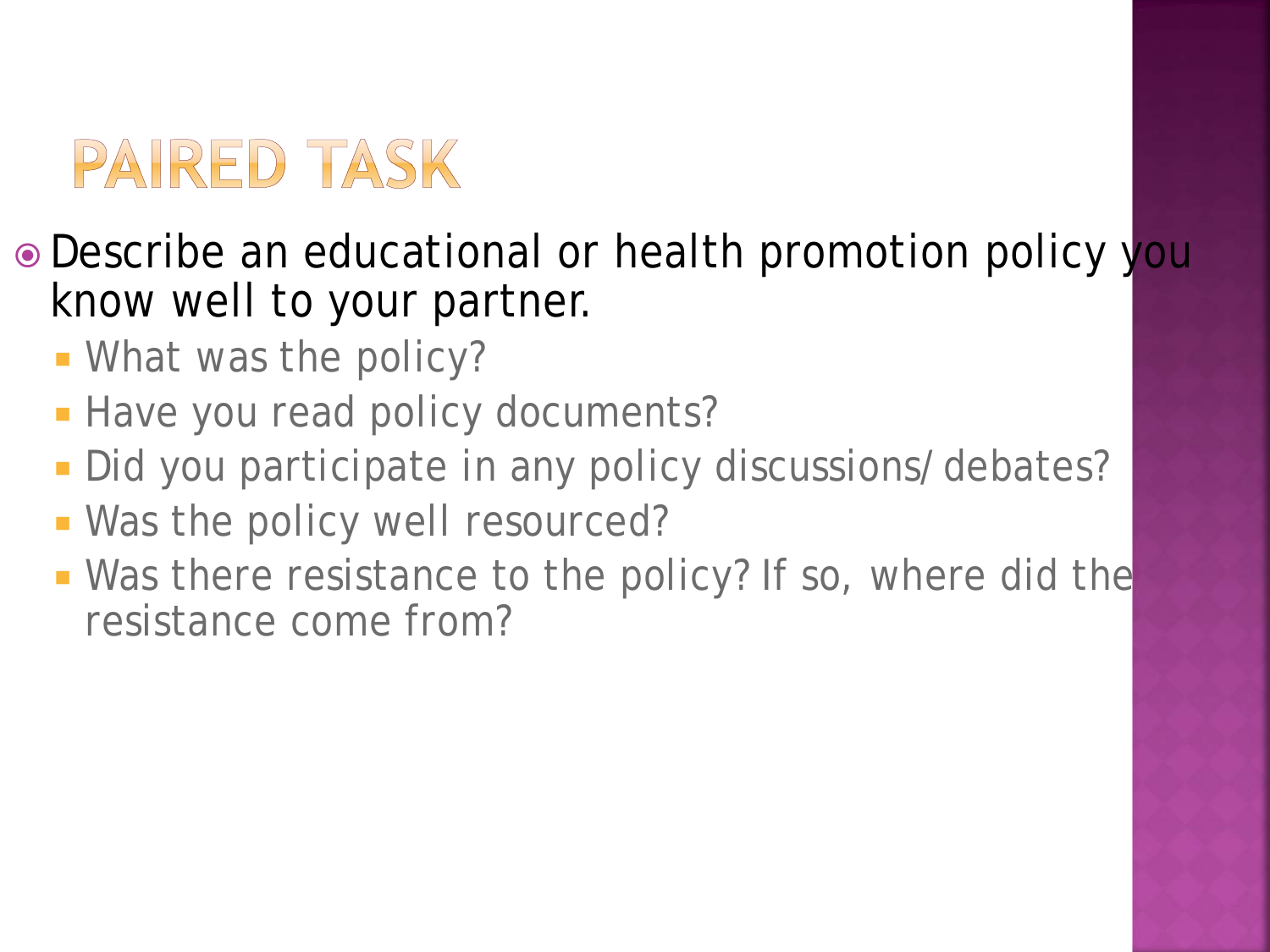# PAIRED TASK

- Describe an educational or health promotion policy you know well to your partner.
  - What was the policy?
  - Have you read policy documents?
  - Did you participate in any policy discussions/ debates?
  - Was the policy well resourced?
  - Was there resistance to the policy? If so, where did the resistance come from?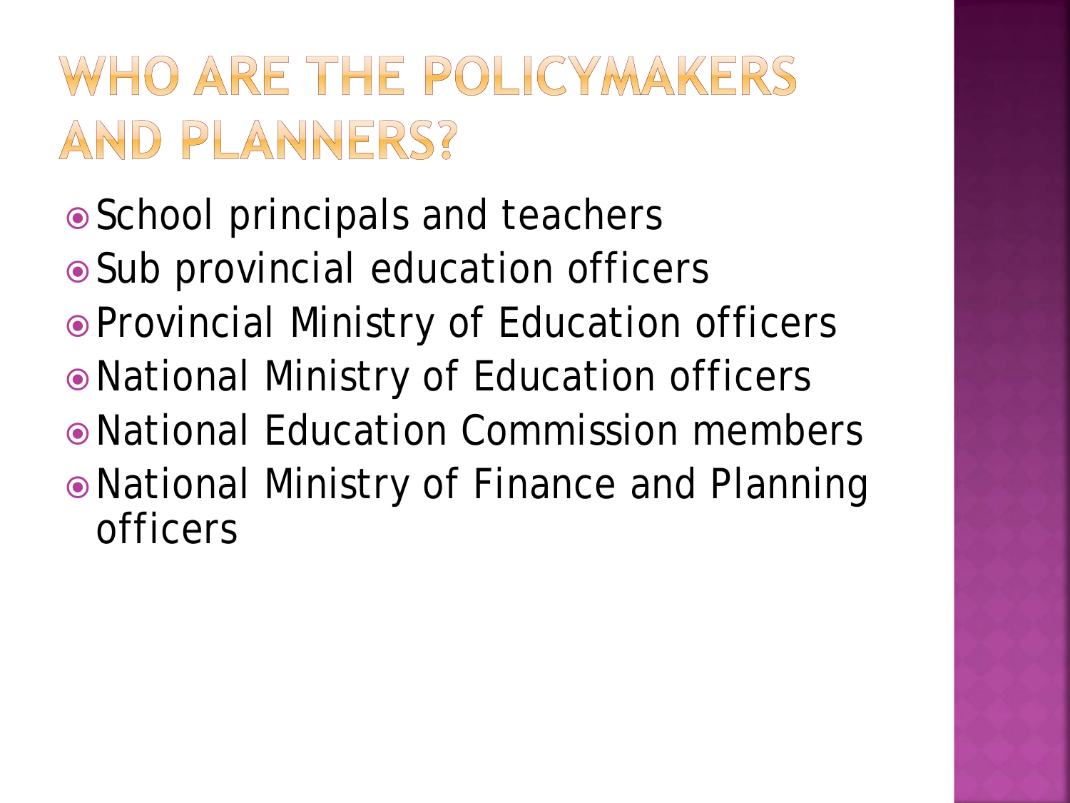# WHO ARE THE POLICYMAKERS AND PLANNERS?

- School principals and teachers
- Sub provincial education officers
- Provincial Ministry of Education officers
- National Ministry of Education officers
- National Education Commission members
- National Ministry of Finance and Planning officers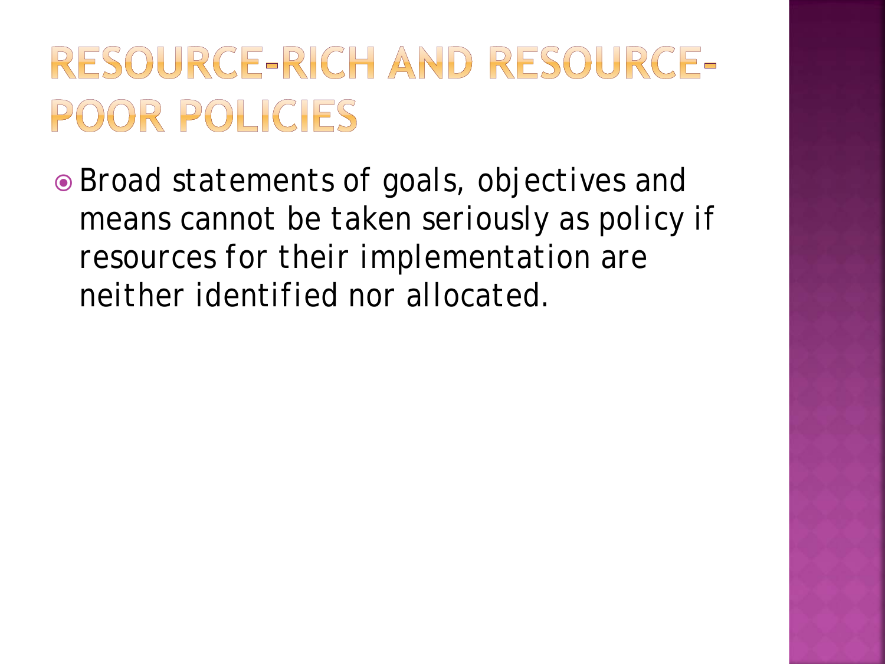# RESOURCE-RICH AND RESOURCE-POOR POLICIES

- Broad statements of goals, objectives and means cannot be taken seriously as policy if resources for their implementation are neither identified nor allocated.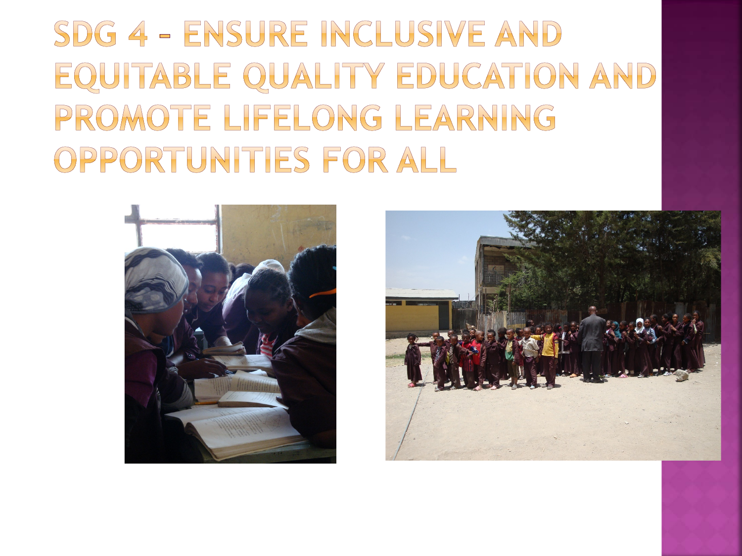# SDG 4 – Ensure inclusive and equitable quality education and promote lifelong learning opportunities for all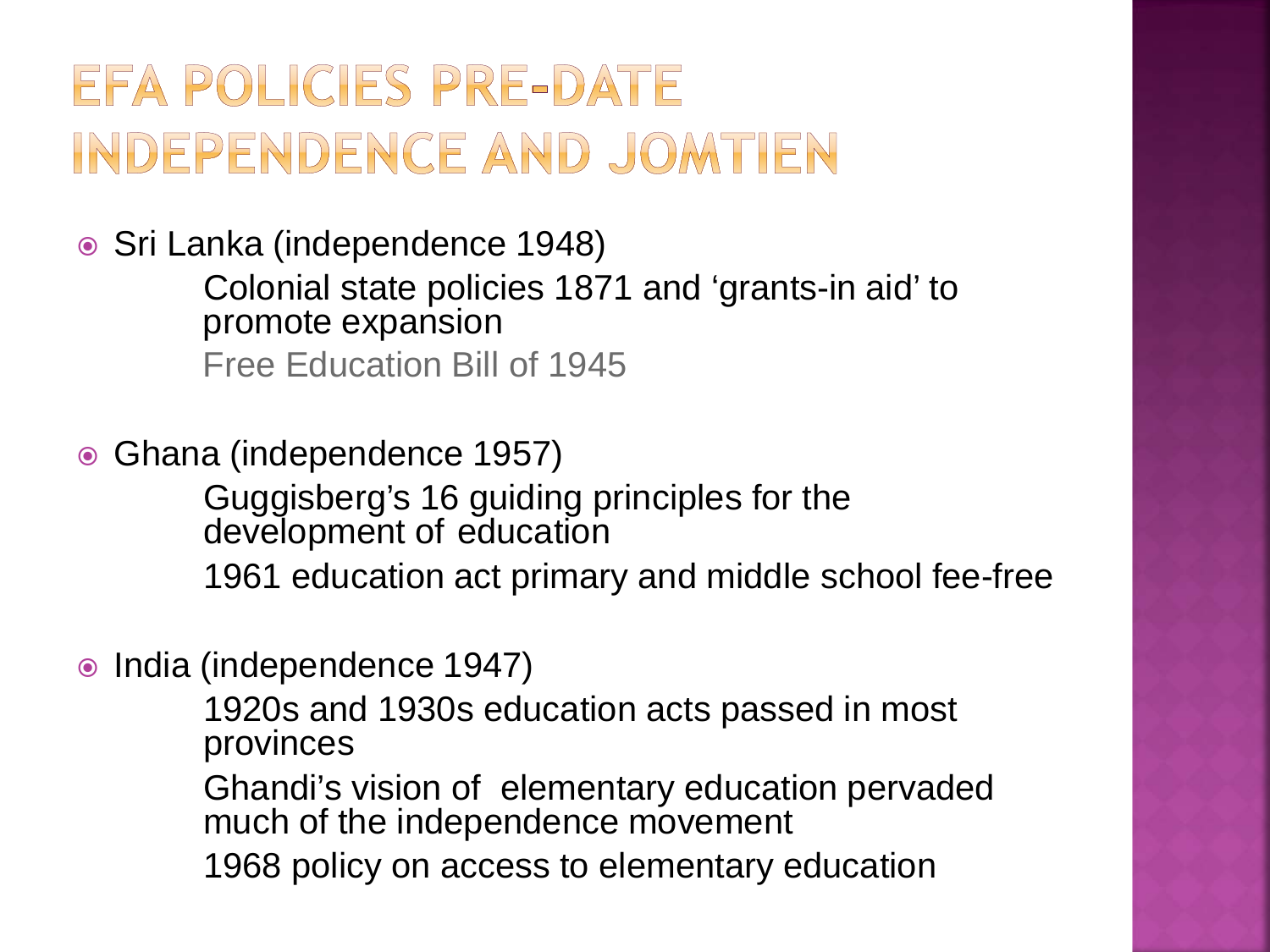# EFA POLICIES PRE-DATE INDEPENDENCE AND JOMTIEN

- Sri Lanka (independence 1948)
  - Colonial state policies 1871 and 'grants-in aid' to promote expansion
  - Free Education Bill of 1945
- Ghana (independence 1957)
  - Guggisberg's 16 guiding principles for the development of education
  - 1961 education act primary and middle school fee-free
- India (independence 1947)
  - 1920s and 1930s education acts passed in most provinces
  - Ghandi's vision of elementary education pervaded much of the independence movement
  - 1968 policy on access to elementary education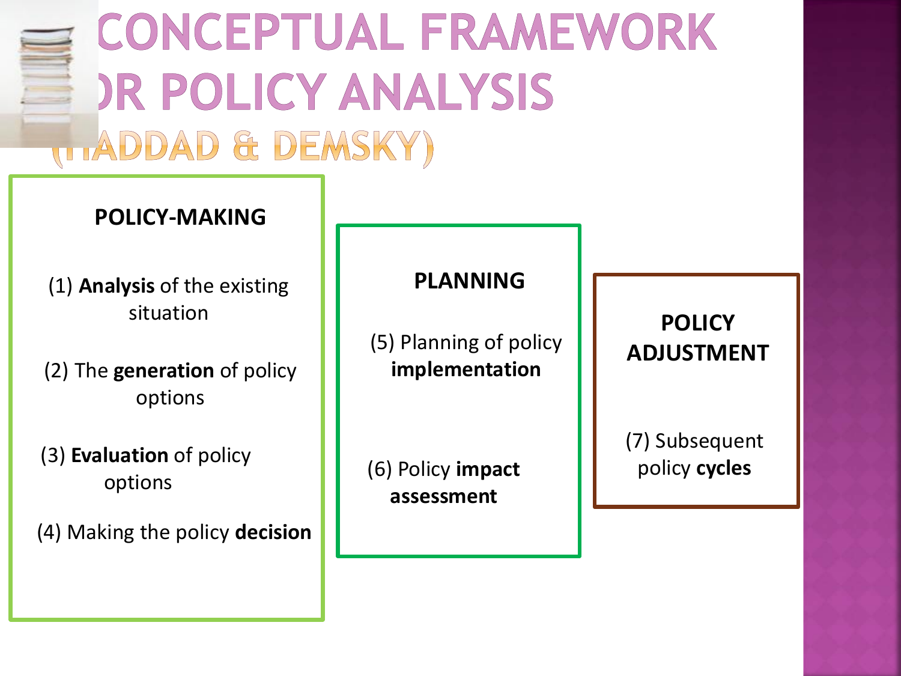# CONCEPTUAL FRAMEWORK FOR POLICY ANALYSIS (HADDAD & DEMSKY)

## POLICY-MAKING

(1) **Analysis** of the existing situation

(2) The **generation** of policy options

(3) **Evaluation** of policy options

(4) Making the policy **decision**

## PLANNING

(5) Planning of policy **implementation**

(6) Policy **impact assessment**

## POLICY ADJUSTMENT

(7) Subsequent policy **cycles**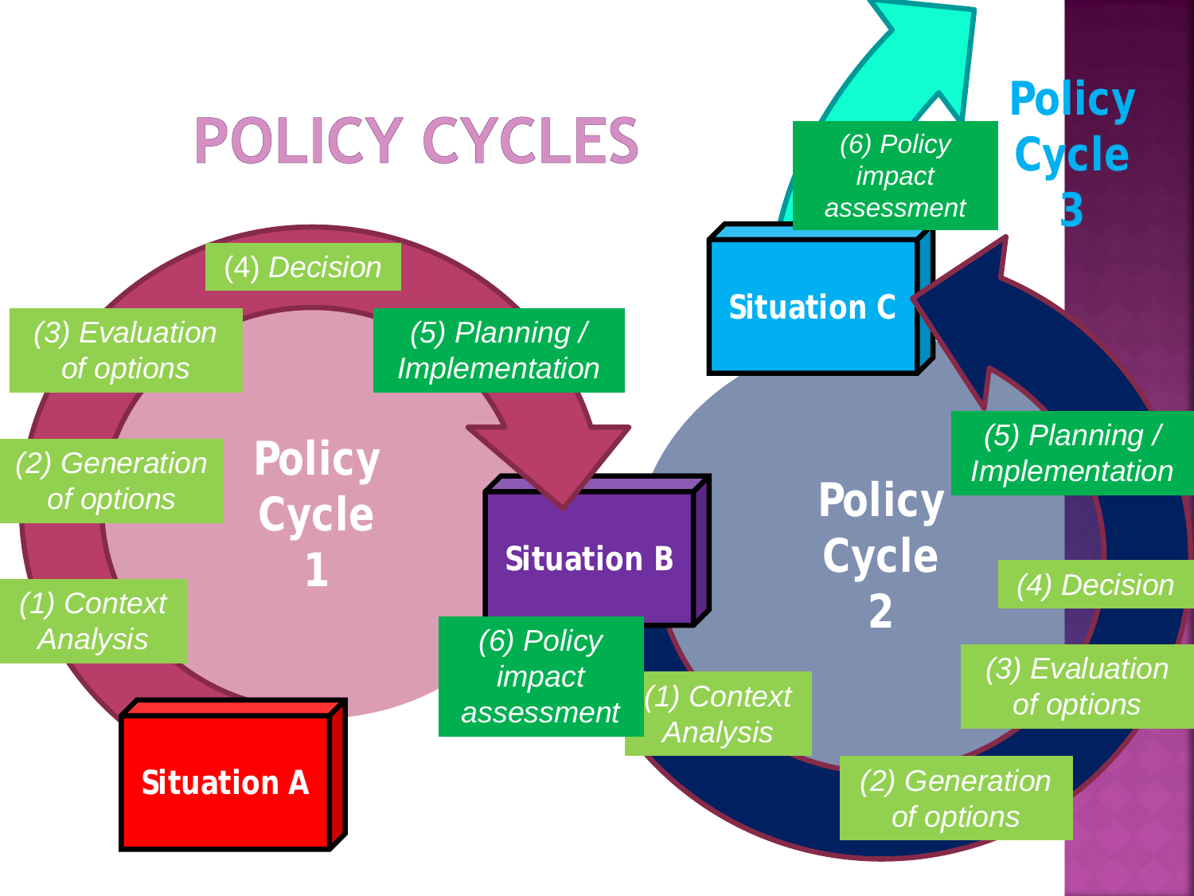# POLICY CYCLES

**Policy Cycle 1**

(1) Context Analysis

(2) Generation of options

(3) Evaluation of options

(4) Decision

(5) Planning / Implementation

(6) Policy impact assessment

**Situation A**

**Situation B**

**Policy Cycle 2**

(1) Context Analysis

(2) Generation of options

(3) Evaluation of options

(4) Decision

(5) Planning / Implementation

(6) Policy impact assessment

**Situation C**

**Policy Cycle 3**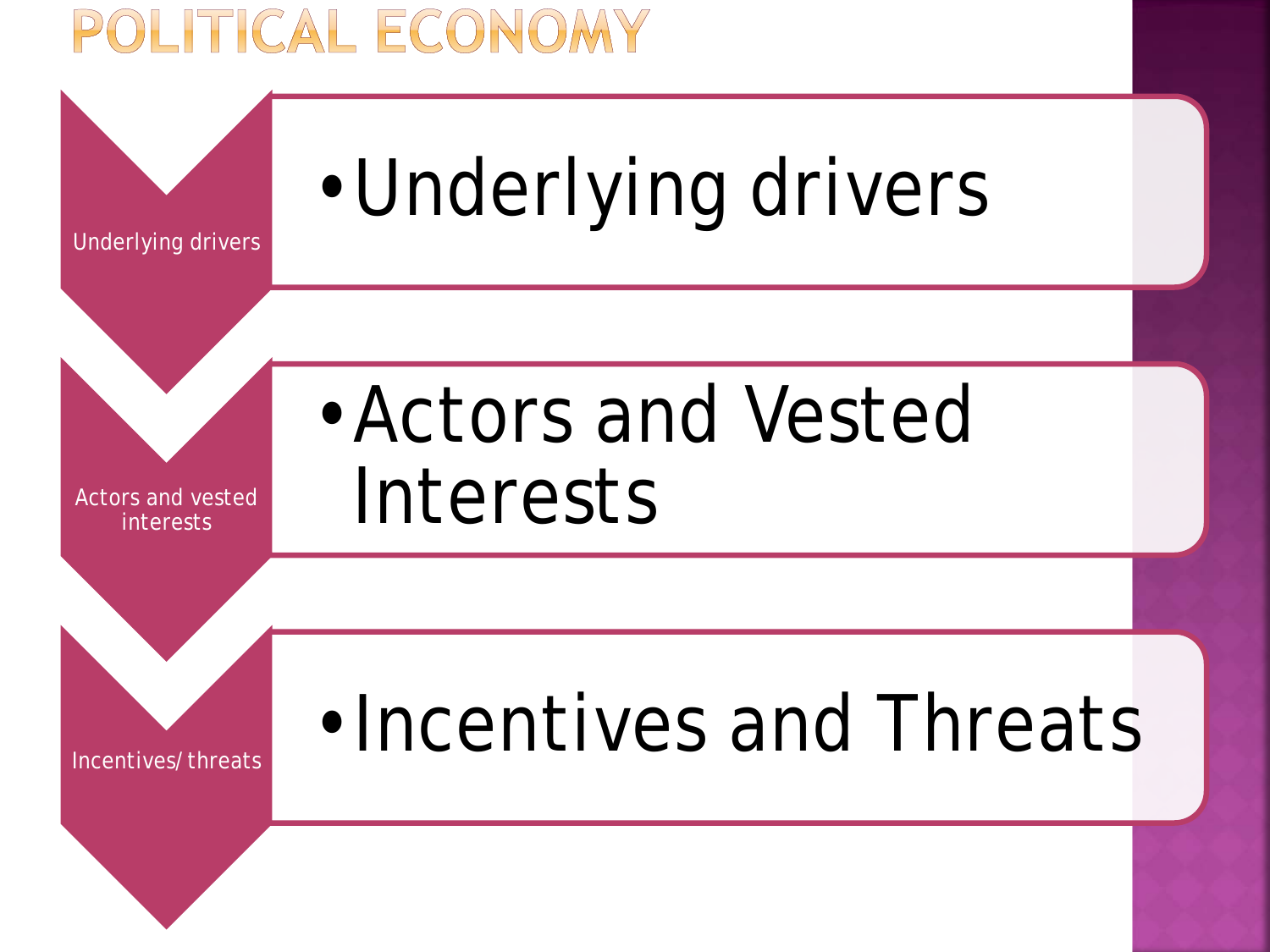# POLITICAL ECONOMY

Underlying drivers

- Underlying drivers

Actors and vested interests

- Actors and Vested Interests

Incentives/ threats

- Incentives and Threats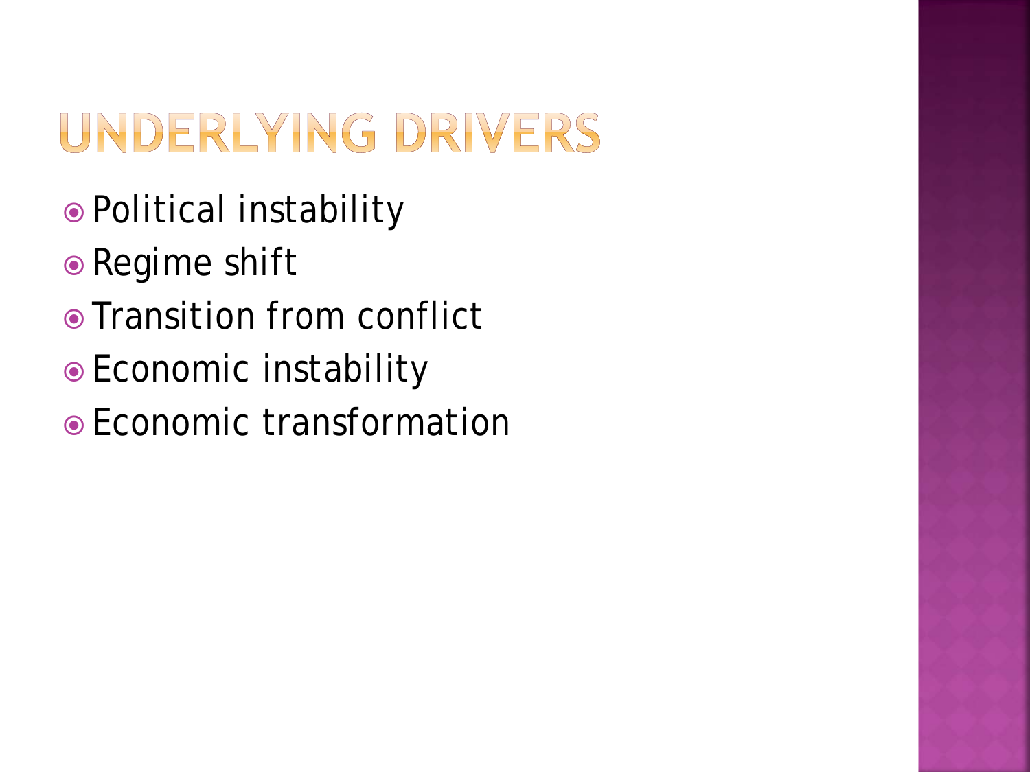# UNDERLYING DRIVERS

- Political instability
- Regime shift
- Transition from conflict
- Economic instability
- Economic transformation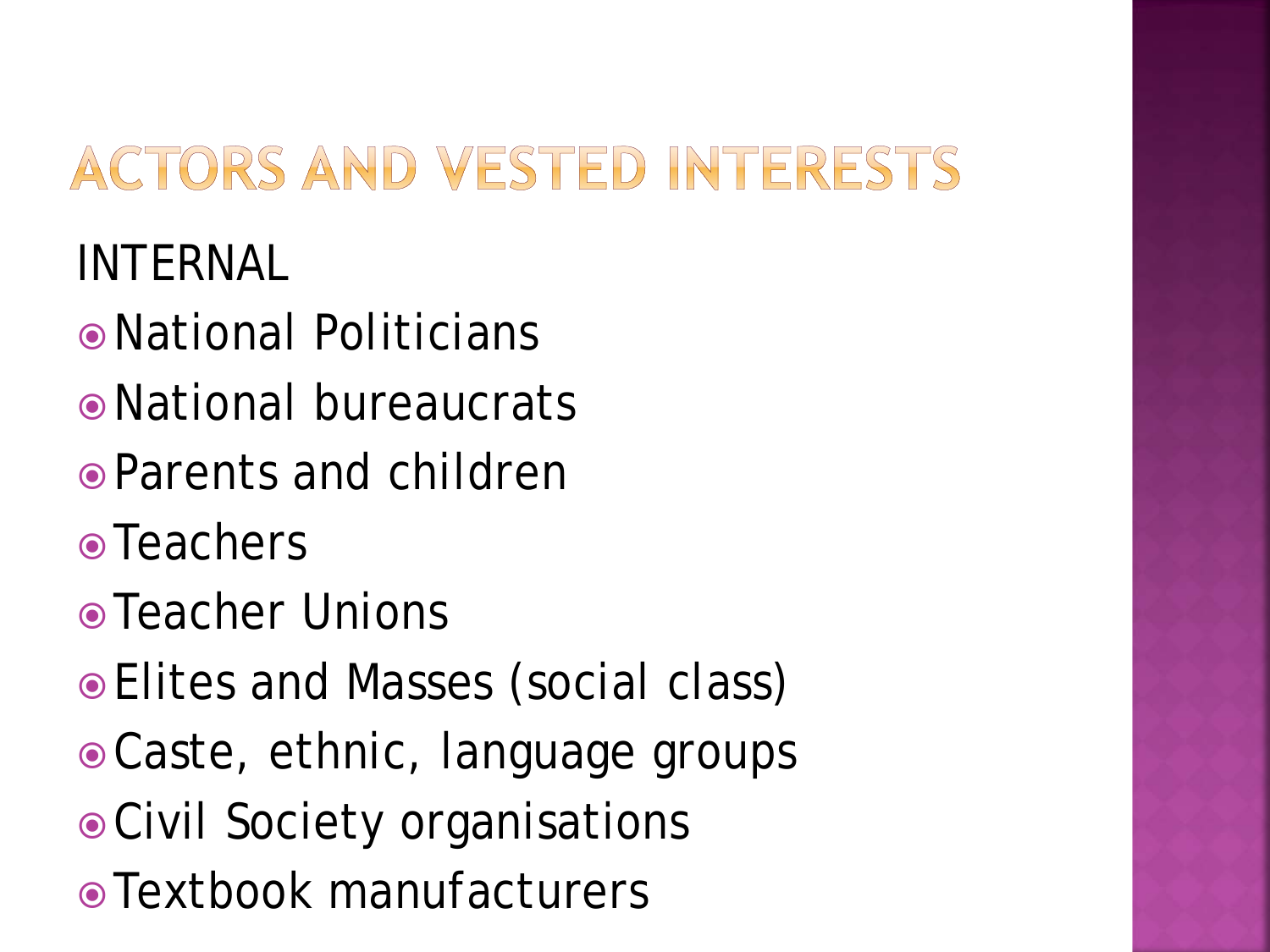# ACTORS AND VESTED INTERESTS

INTERNAL

- National Politicians
- National bureaucrats
- Parents and children
- Teachers
- Teacher Unions
- Elites and Masses (social class)
- Caste, ethnic, language groups
- Civil Society organisations
- Textbook manufacturers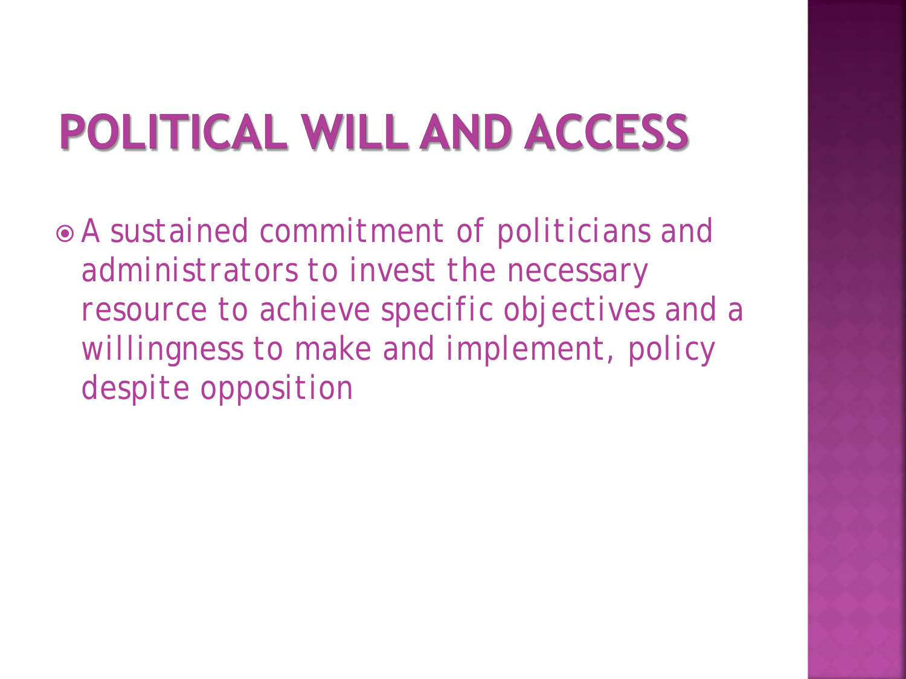# POLITICAL WILL AND ACCESS

- A sustained commitment of politicians and administrators to invest the necessary resource to achieve specific objectives and a willingness to make and implement, policy despite opposition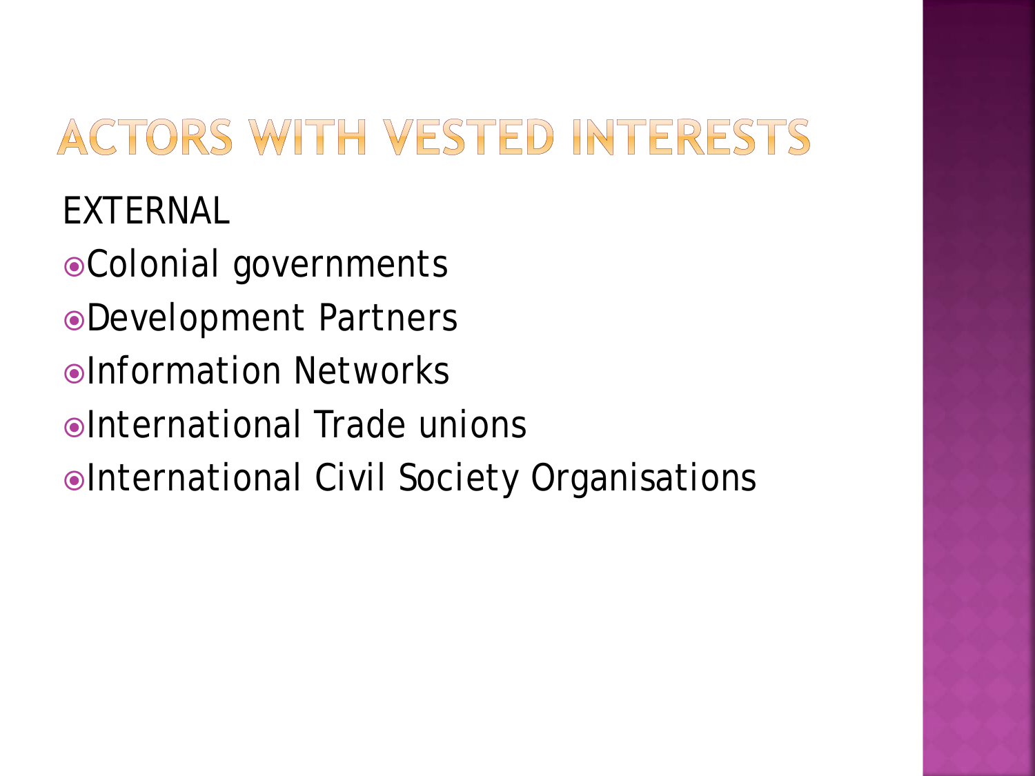# ACTORS WITH VESTED INTERESTS

EXTERNAL

- Colonial governments
- Development Partners
- Information Networks
- International Trade unions
- International Civil Society Organisations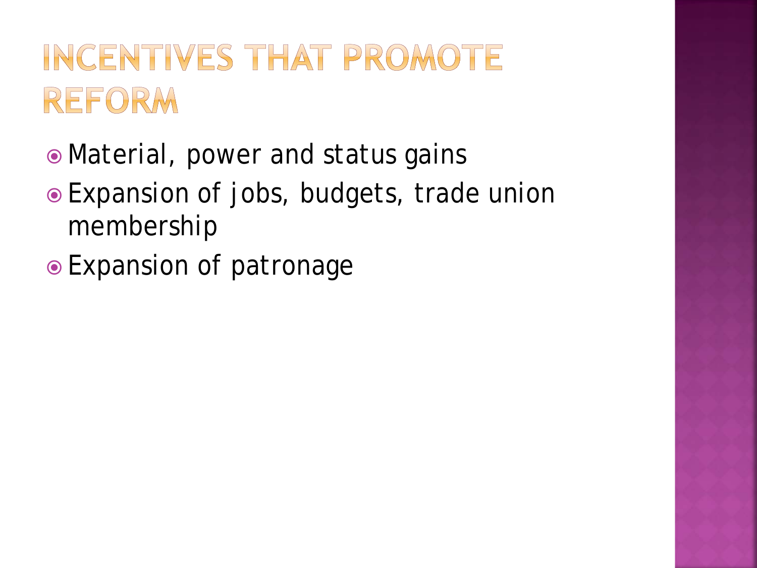# INCENTIVES THAT PROMOTE REFORM

- Material, power and status gains
- Expansion of jobs, budgets, trade union membership
- Expansion of patronage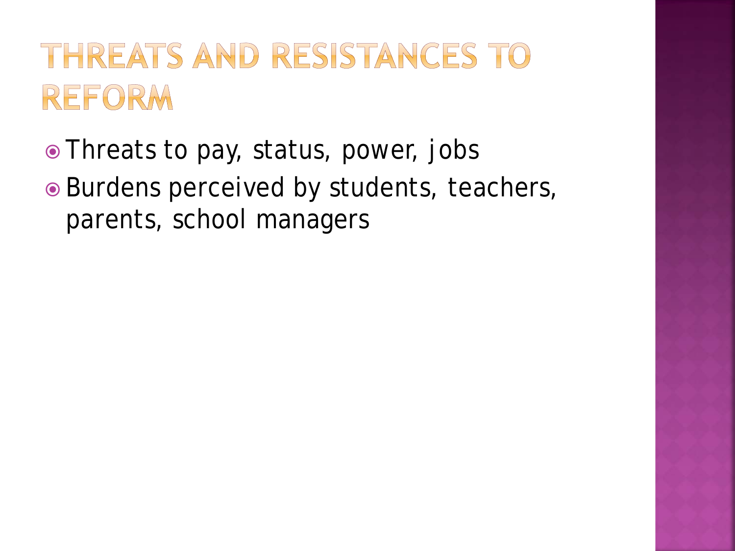# THREATS AND RESISTANCES TO REFORM

- Threats to pay, status, power, jobs
- Burdens perceived by students, teachers, parents, school managers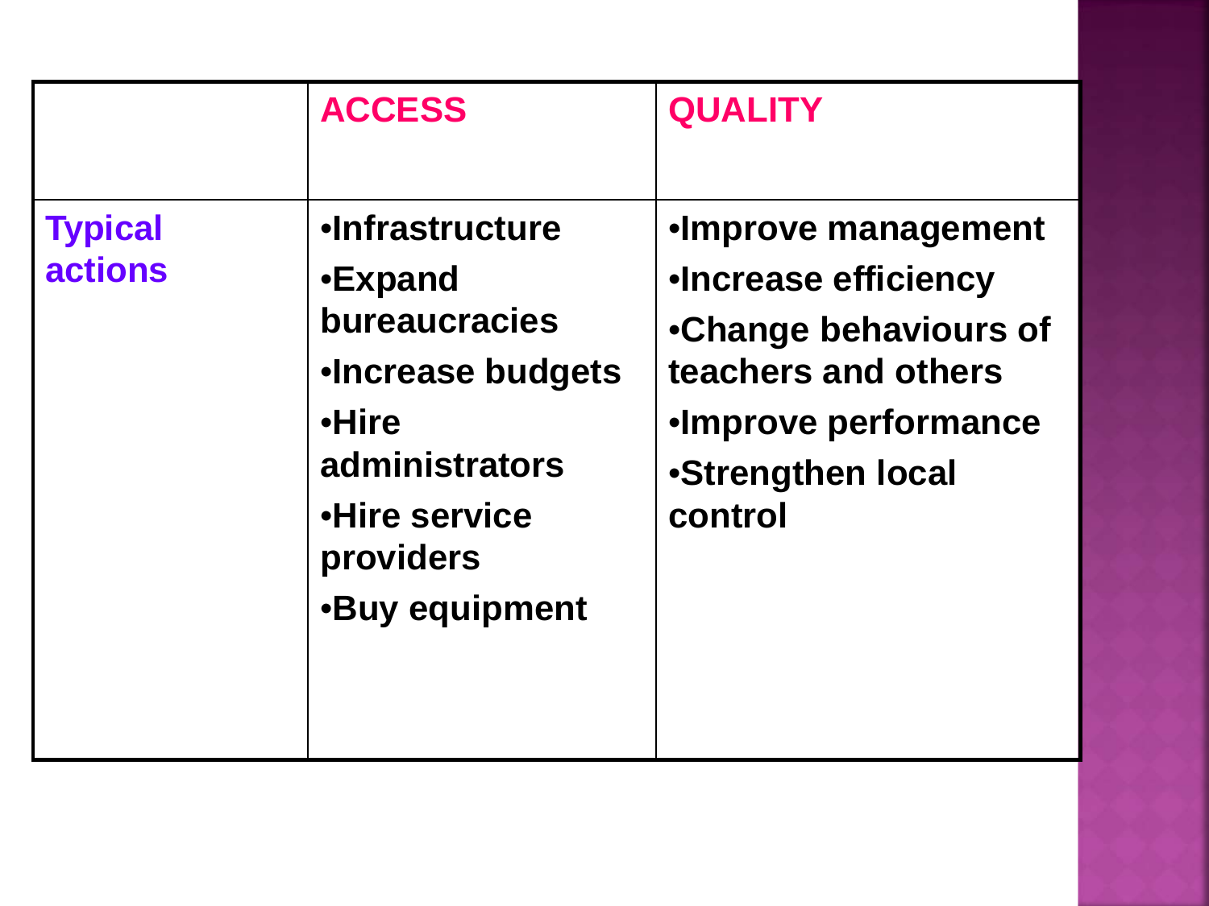| | ACCESS | QUALITY |
|---|---|---|
| **Typical actions** | •Infrastructure<br>•Expand bureaucracies<br>•Increase budgets<br>•Hire administrators<br>•Hire service providers<br>•Buy equipment | •Improve management<br>•Increase efficiency<br>•Change behaviours of teachers and others<br>•Improve performance<br>•Strengthen local control |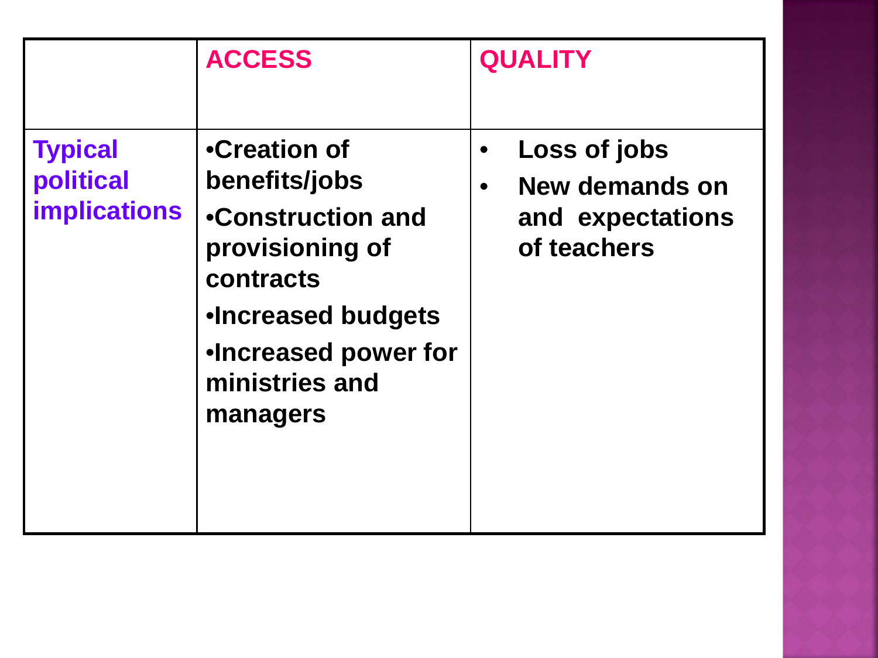| | ACCESS | QUALITY |
|---|---|---|
| Typical political implications | •Creation of benefits/jobs<br>•Construction and provisioning of contracts<br>•Increased budgets<br>•Increased power for ministries and managers | • Loss of jobs<br>• New demands on and expectations of teachers |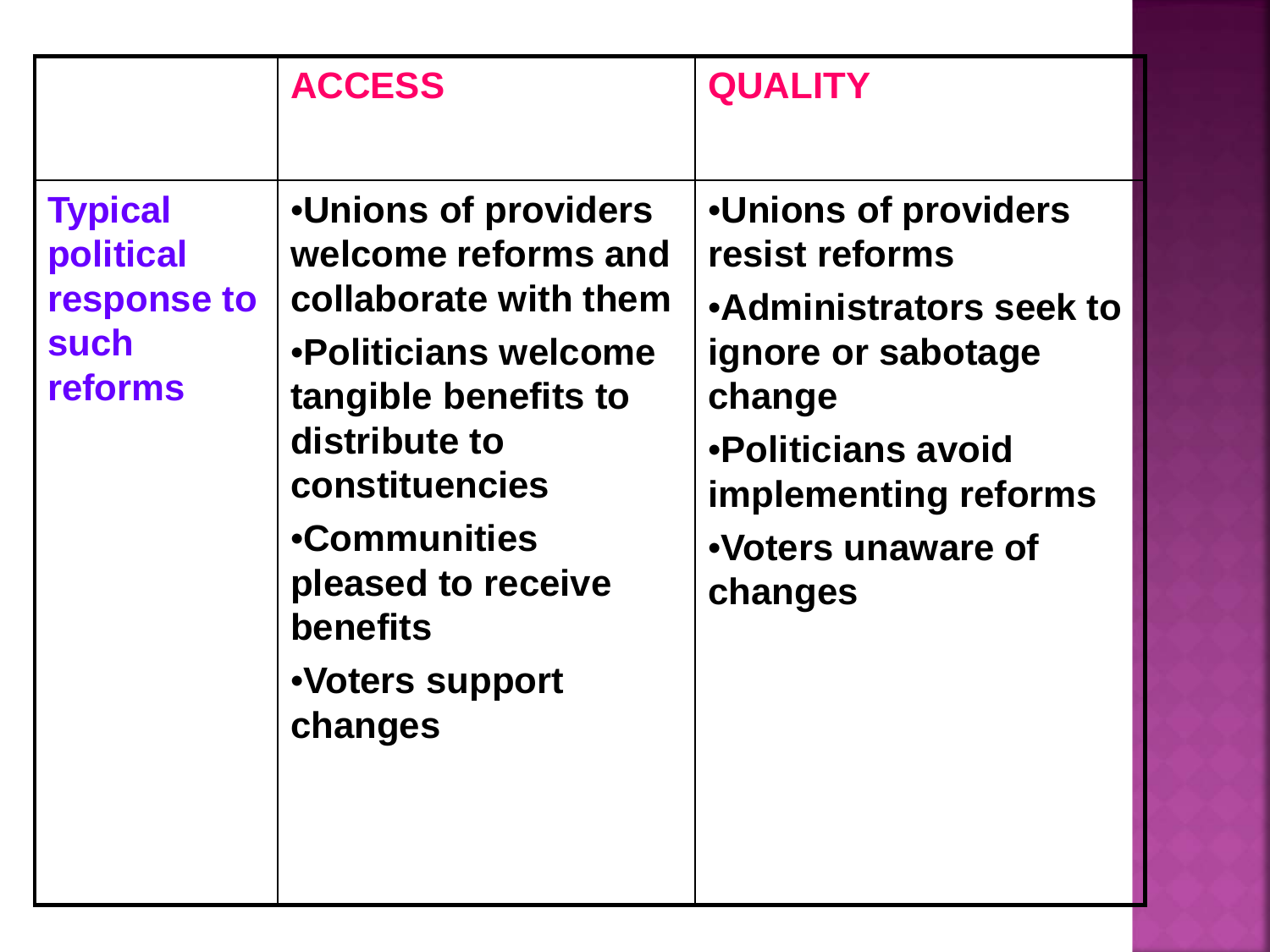| | ACCESS | QUALITY |
|---|---|---|
| Typical political response to such reforms | •Unions of providers welcome reforms and collaborate with them<br>•Politicians welcome tangible benefits to distribute to constituencies<br>•Communities pleased to receive benefits<br>•Voters support changes | •Unions of providers resist reforms<br>•Administrators seek to ignore or sabotage change<br>•Politicians avoid implementing reforms<br>•Voters unaware of changes |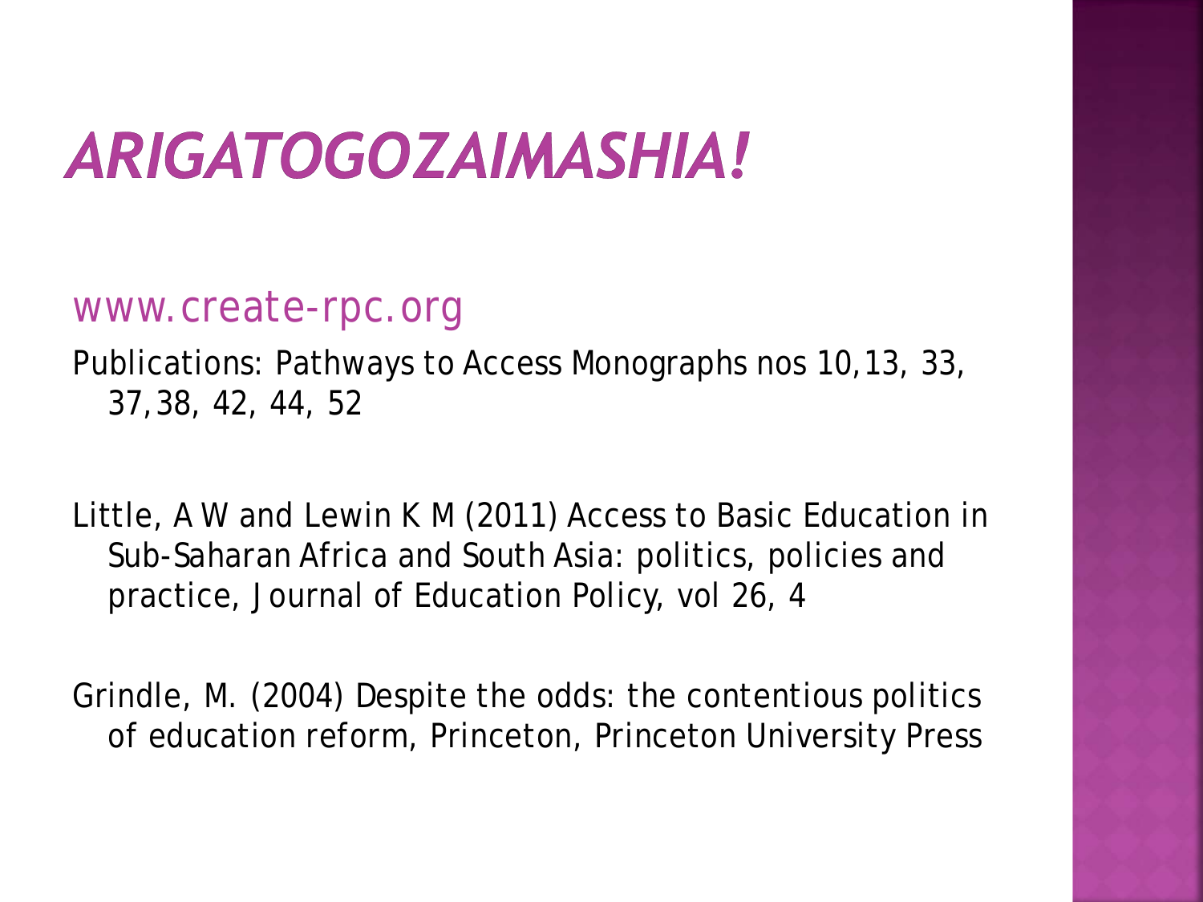# *ARIGATOGOZAIMASHIA!*

www.create-rpc.org

Publications: Pathways to Access Monographs nos 10,13, 33, 37,38, 42, 44, 52

Little, A W and Lewin K M (2011) Access to Basic Education in Sub-Saharan Africa and South Asia: politics, policies and practice, Journal of Education Policy, vol 26, 4

Grindle, M. (2004) Despite the odds: the contentious politics of education reform, Princeton, Princeton University Press